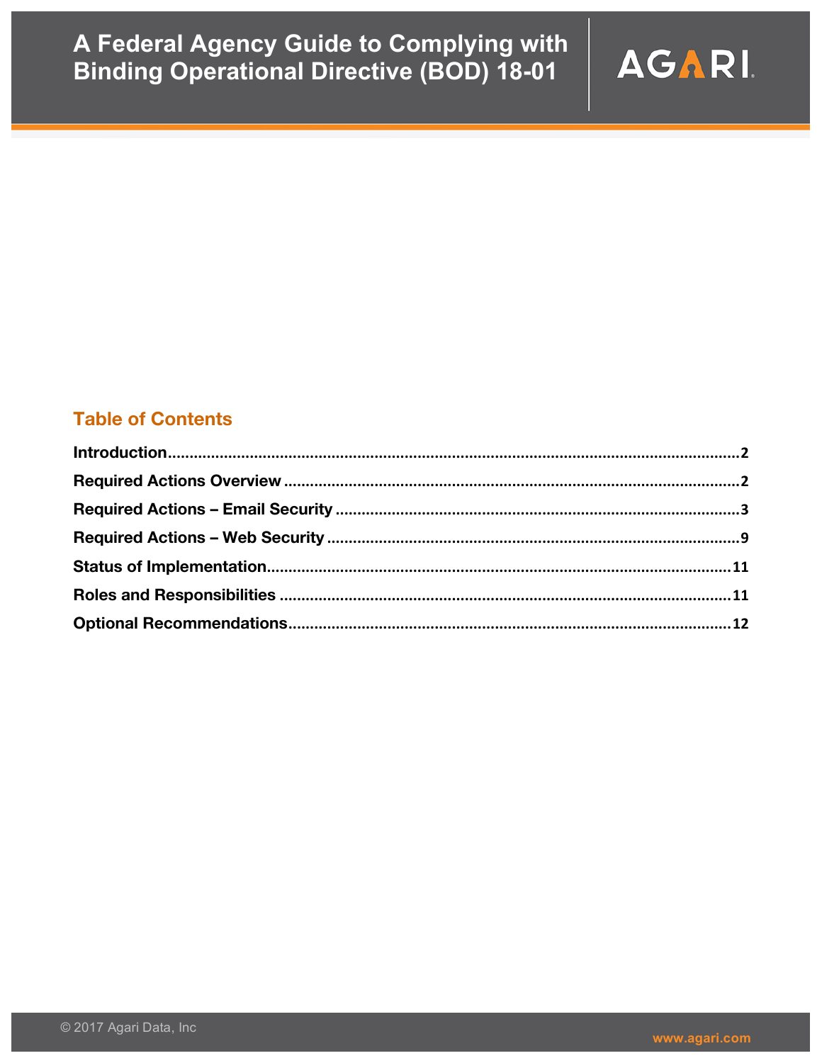# A Federal Agency Guide to Complying with Binding Operational Directive (BOD) 18-01

AGARI

## Table of Contents

**Introduction**..........2

**Required Actions Overview**..........2

**Required Actions – Email Security**..........3

**Required Actions – Web Security**..........9

**Status of Implementation**..........11

**Roles and Responsibilities**..........11

**Optional Recommendations**..........12

© 2017 Agari Data, Inc

www.agari.com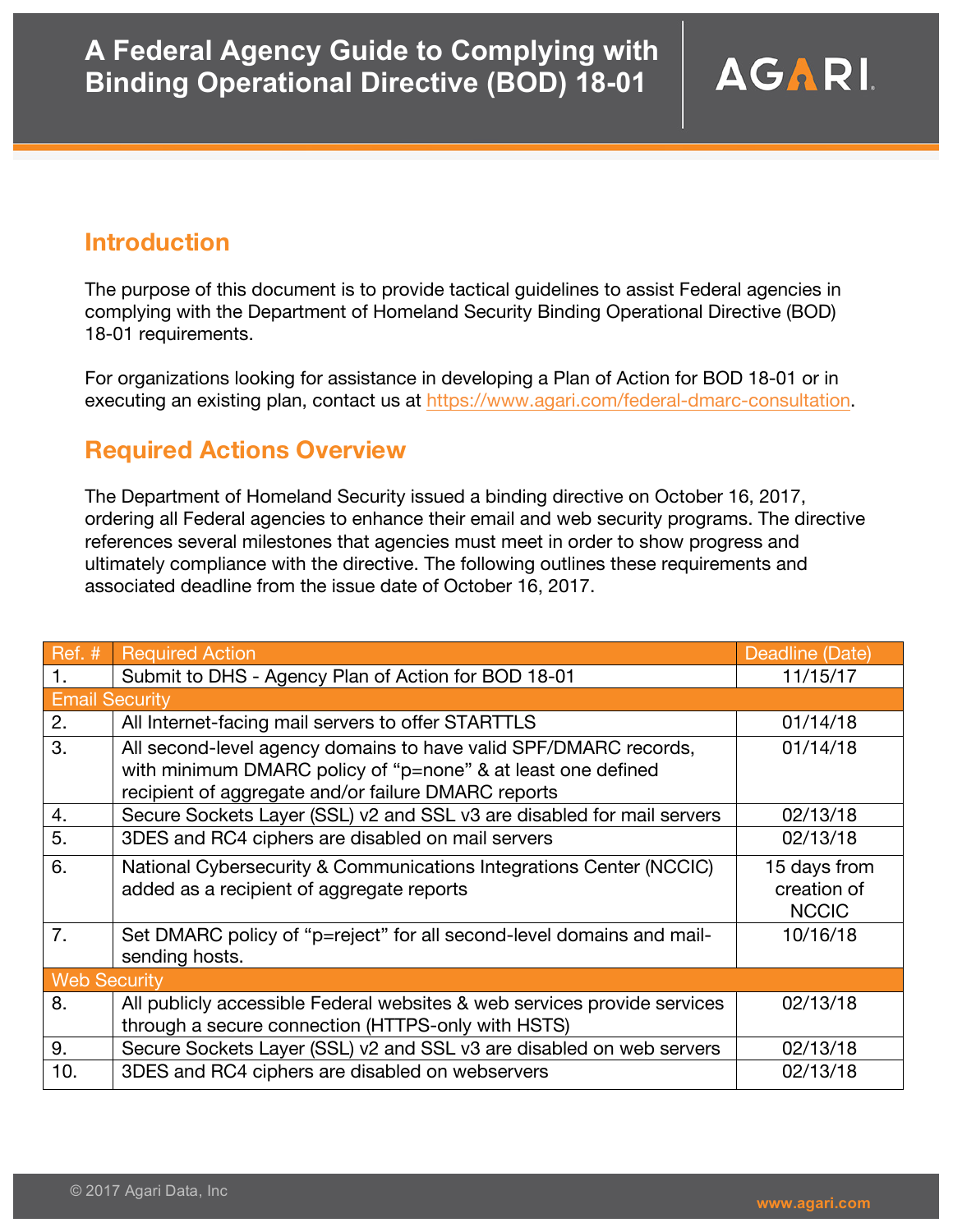# A Federal Agency Guide to Complying with Binding Operational Directive (BOD) 18-01

## Introduction

The purpose of this document is to provide tactical guidelines to assist Federal agencies in complying with the Department of Homeland Security Binding Operational Directive (BOD) 18-01 requirements.

For organizations looking for assistance in developing a Plan of Action for BOD 18-01 or in executing an existing plan, contact us at https://www.agari.com/federal-dmarc-consultation.

## Required Actions Overview

The Department of Homeland Security issued a binding directive on October 16, 2017, ordering all Federal agencies to enhance their email and web security programs. The directive references several milestones that agencies must meet in order to show progress and ultimately compliance with the directive. The following outlines these requirements and associated deadline from the issue date of October 16, 2017.

| Ref. # | Required Action | Deadline (Date) |
|---|---|---|
| 1. | Submit to DHS - Agency Plan of Action for BOD 18-01 | 11/15/17 |
| Email Security | | |
| 2. | All Internet-facing mail servers to offer STARTTLS | 01/14/18 |
| 3. | All second-level agency domains to have valid SPF/DMARC records, with minimum DMARC policy of “p=none” & at least one defined recipient of aggregate and/or failure DMARC reports | 01/14/18 |
| 4. | Secure Sockets Layer (SSL) v2 and SSL v3 are disabled for mail servers | 02/13/18 |
| 5. | 3DES and RC4 ciphers are disabled on mail servers | 02/13/18 |
| 6. | National Cybersecurity & Communications Integrations Center (NCCIC) added as a recipient of aggregate reports | 15 days from creation of NCCIC |
| 7. | Set DMARC policy of “p=reject” for all second-level domains and mail-sending hosts. | 10/16/18 |
| Web Security | | |
| 8. | All publicly accessible Federal websites & web services provide services through a secure connection (HTTPS-only with HSTS) | 02/13/18 |
| 9. | Secure Sockets Layer (SSL) v2 and SSL v3 are disabled on web servers | 02/13/18 |
| 10. | 3DES and RC4 ciphers are disabled on webservers | 02/13/18 |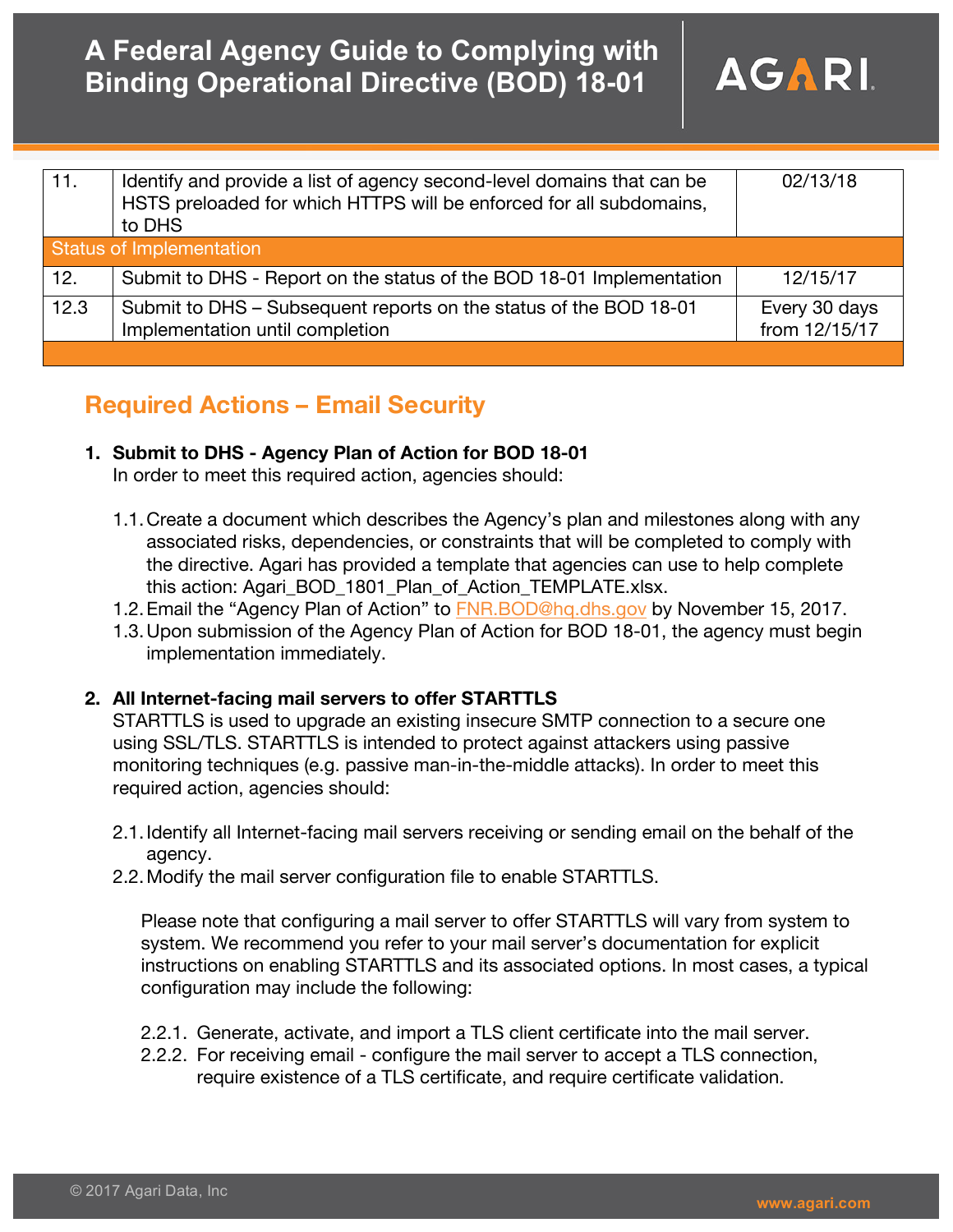| | | |
|---|---|---|
| 11. | Identify and provide a list of agency second-level domains that can be HSTS preloaded for which HTTPS will be enforced for all subdomains, to DHS | 02/13/18 |
| Status of Implementation | | |
| 12. | Submit to DHS - Report on the status of the BOD 18-01 Implementation | 12/15/17 |
| 12.3 | Submit to DHS – Subsequent reports on the status of the BOD 18-01 Implementation until completion | Every 30 days from 12/15/17 |

## Required Actions – Email Security

1. **Submit to DHS - Agency Plan of Action for BOD 18-01**
   In order to meet this required action, agencies should:

   1.1. Create a document which describes the Agency's plan and milestones along with any associated risks, dependencies, or constraints that will be completed to comply with the directive. Agari has provided a template that agencies can use to help complete this action: Agari_BOD_1801_Plan_of_Action_TEMPLATE.xlsx.
   1.2. Email the "Agency Plan of Action" to FNR.BOD@hq.dhs.gov by November 15, 2017.
   1.3. Upon submission of the Agency Plan of Action for BOD 18-01, the agency must begin implementation immediately.

2. **All Internet-facing mail servers to offer STARTTLS**
   STARTTLS is used to upgrade an existing insecure SMTP connection to a secure one using SSL/TLS. STARTTLS is intended to protect against attackers using passive monitoring techniques (e.g. passive man-in-the-middle attacks). In order to meet this required action, agencies should:

   2.1. Identify all Internet-facing mail servers receiving or sending email on the behalf of the agency.
   2.2. Modify the mail server configuration file to enable STARTTLS.

   Please note that configuring a mail server to offer STARTTLS will vary from system to system. We recommend you refer to your mail server's documentation for explicit instructions on enabling STARTTLS and its associated options. In most cases, a typical configuration may include the following:

   2.2.1. Generate, activate, and import a TLS client certificate into the mail server.
   2.2.2. For receiving email - configure the mail server to accept a TLS connection, require existence of a TLS certificate, and require certificate validation.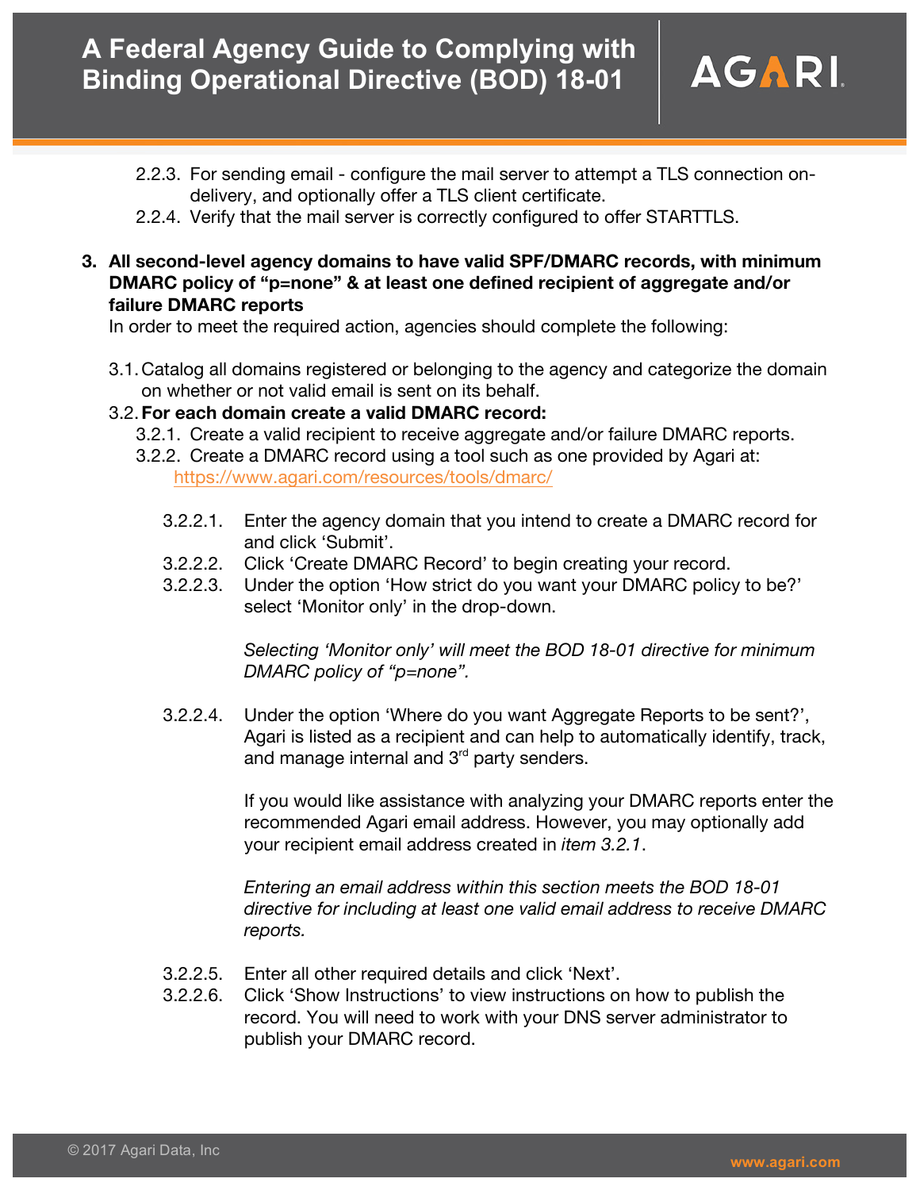2.2.3. For sending email - configure the mail server to attempt a TLS connection on-delivery, and optionally offer a TLS client certificate.

2.2.4. Verify that the mail server is correctly configured to offer STARTTLS.

**3. All second-level agency domains to have valid SPF/DMARC records, with minimum DMARC policy of "p=none" & at least one defined recipient of aggregate and/or failure DMARC reports**

In order to meet the required action, agencies should complete the following:

3.1. Catalog all domains registered or belonging to the agency and categorize the domain on whether or not valid email is sent on its behalf.

3.2. **For each domain create a valid DMARC record:**

3.2.1. Create a valid recipient to receive aggregate and/or failure DMARC reports.

3.2.2. Create a DMARC record using a tool such as one provided by Agari at: https://www.agari.com/resources/tools/dmarc/

3.2.2.1. Enter the agency domain that you intend to create a DMARC record for and click 'Submit'.

3.2.2.2. Click 'Create DMARC Record' to begin creating your record.

3.2.2.3. Under the option 'How strict do you want your DMARC policy to be?' select 'Monitor only' in the drop-down.

*Selecting 'Monitor only' will meet the BOD 18-01 directive for minimum DMARC policy of "p=none".*

3.2.2.4. Under the option 'Where do you want Aggregate Reports to be sent?', Agari is listed as a recipient and can help to automatically identify, track, and manage internal and 3rd party senders.

If you would like assistance with analyzing your DMARC reports enter the recommended Agari email address. However, you may optionally add your recipient email address created in *item 3.2.1*.

*Entering an email address within this section meets the BOD 18-01 directive for including at least one valid email address to receive DMARC reports.*

3.2.2.5. Enter all other required details and click 'Next'.

3.2.2.6. Click 'Show Instructions' to view instructions on how to publish the record. You will need to work with your DNS server administrator to publish your DMARC record.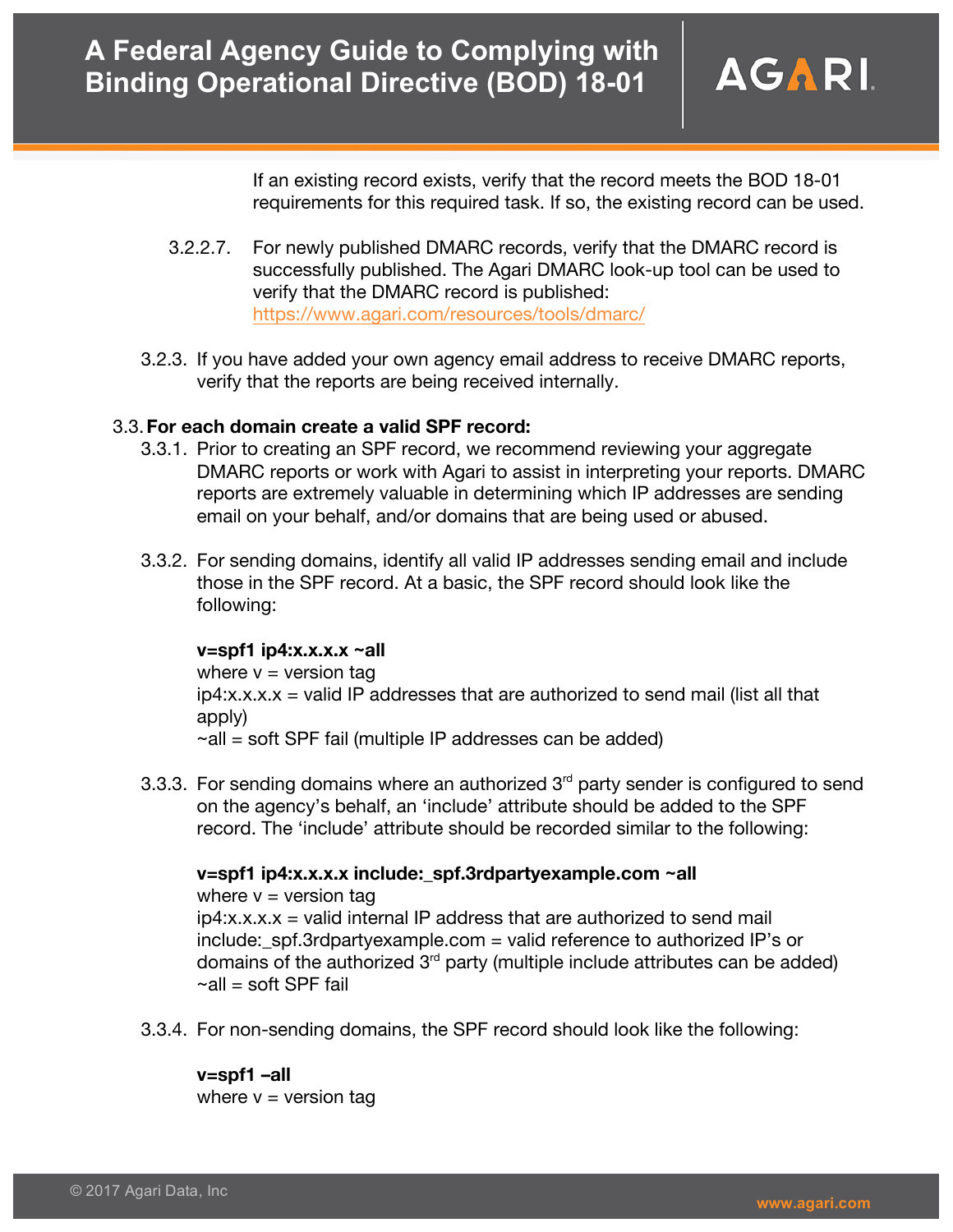If an existing record exists, verify that the record meets the BOD 18-01 requirements for this required task. If so, the existing record can be used.

3.2.2.7. For newly published DMARC records, verify that the DMARC record is successfully published. The Agari DMARC look-up tool can be used to verify that the DMARC record is published: https://www.agari.com/resources/tools/dmarc/

3.2.3. If you have added your own agency email address to receive DMARC reports, verify that the reports are being received internally.

3.3. **For each domain create a valid SPF record:**

3.3.1. Prior to creating an SPF record, we recommend reviewing your aggregate DMARC reports or work with Agari to assist in interpreting your reports. DMARC reports are extremely valuable in determining which IP addresses are sending email on your behalf, and/or domains that are being used or abused.

3.3.2. For sending domains, identify all valid IP addresses sending email and include those in the SPF record. At a basic, the SPF record should look like the following:

**v=spf1 ip4:x.x.x.x ~all**
where v = version tag
ip4:x.x.x.x = valid IP addresses that are authorized to send mail (list all that apply)
~all = soft SPF fail (multiple IP addresses can be added)

3.3.3. For sending domains where an authorized 3rd party sender is configured to send on the agency's behalf, an 'include' attribute should be added to the SPF record. The 'include' attribute should be recorded similar to the following:

**v=spf1 ip4:x.x.x.x include:_spf.3rdpartyexample.com ~all**
where v = version tag
ip4:x.x.x.x = valid internal IP address that are authorized to send mail
include:_spf.3rdpartyexample.com = valid reference to authorized IP's or domains of the authorized 3rd party (multiple include attributes can be added)
~all = soft SPF fail

3.3.4. For non-sending domains, the SPF record should look like the following:

**v=spf1 –all**
where v = version tag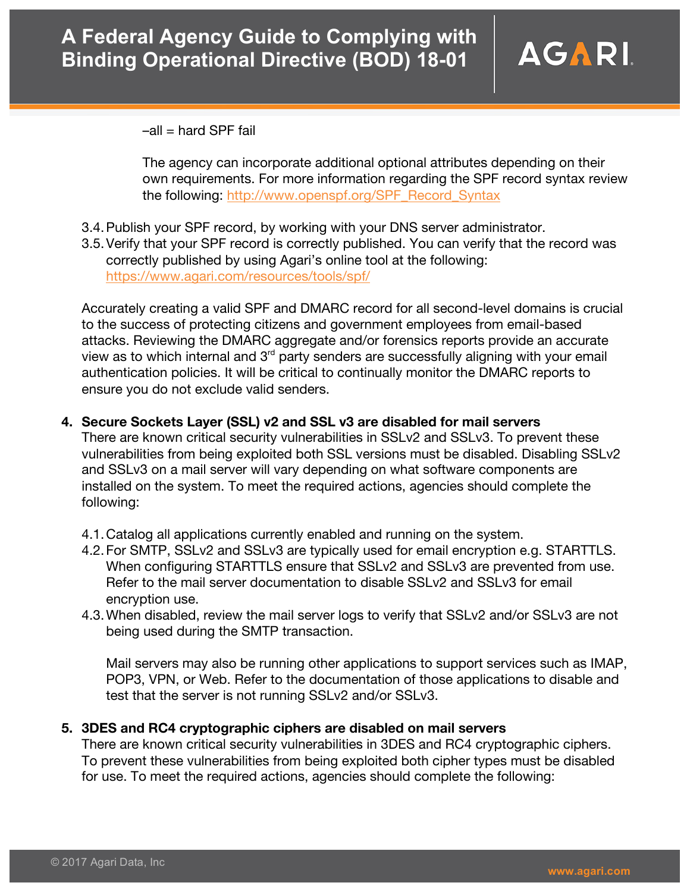–all = hard SPF fail

The agency can incorporate additional optional attributes depending on their own requirements. For more information regarding the SPF record syntax review the following: http://www.openspf.org/SPF_Record_Syntax

3.4. Publish your SPF record, by working with your DNS server administrator.
3.5. Verify that your SPF record is correctly published. You can verify that the record was correctly published by using Agari's online tool at the following: https://www.agari.com/resources/tools/spf/

Accurately creating a valid SPF and DMARC record for all second-level domains is crucial to the success of protecting citizens and government employees from email-based attacks. Reviewing the DMARC aggregate and/or forensics reports provide an accurate view as to which internal and 3rd party senders are successfully aligning with your email authentication policies. It will be critical to continually monitor the DMARC reports to ensure you do not exclude valid senders.

4. **Secure Sockets Layer (SSL) v2 and SSL v3 are disabled for mail servers**
   There are known critical security vulnerabilities in SSLv2 and SSLv3. To prevent these vulnerabilities from being exploited both SSL versions must be disabled. Disabling SSLv2 and SSLv3 on a mail server will vary depending on what software components are installed on the system. To meet the required actions, agencies should complete the following:

4.1. Catalog all applications currently enabled and running on the system.
4.2. For SMTP, SSLv2 and SSLv3 are typically used for email encryption e.g. STARTTLS. When configuring STARTTLS ensure that SSLv2 and SSLv3 are prevented from use. Refer to the mail server documentation to disable SSLv2 and SSLv3 for email encryption use.
4.3. When disabled, review the mail server logs to verify that SSLv2 and/or SSLv3 are not being used during the SMTP transaction.

Mail servers may also be running other applications to support services such as IMAP, POP3, VPN, or Web. Refer to the documentation of those applications to disable and test that the server is not running SSLv2 and/or SSLv3.

5. **3DES and RC4 cryptographic ciphers are disabled on mail servers**
   There are known critical security vulnerabilities in 3DES and RC4 cryptographic ciphers. To prevent these vulnerabilities from being exploited both cipher types must be disabled for use. To meet the required actions, agencies should complete the following: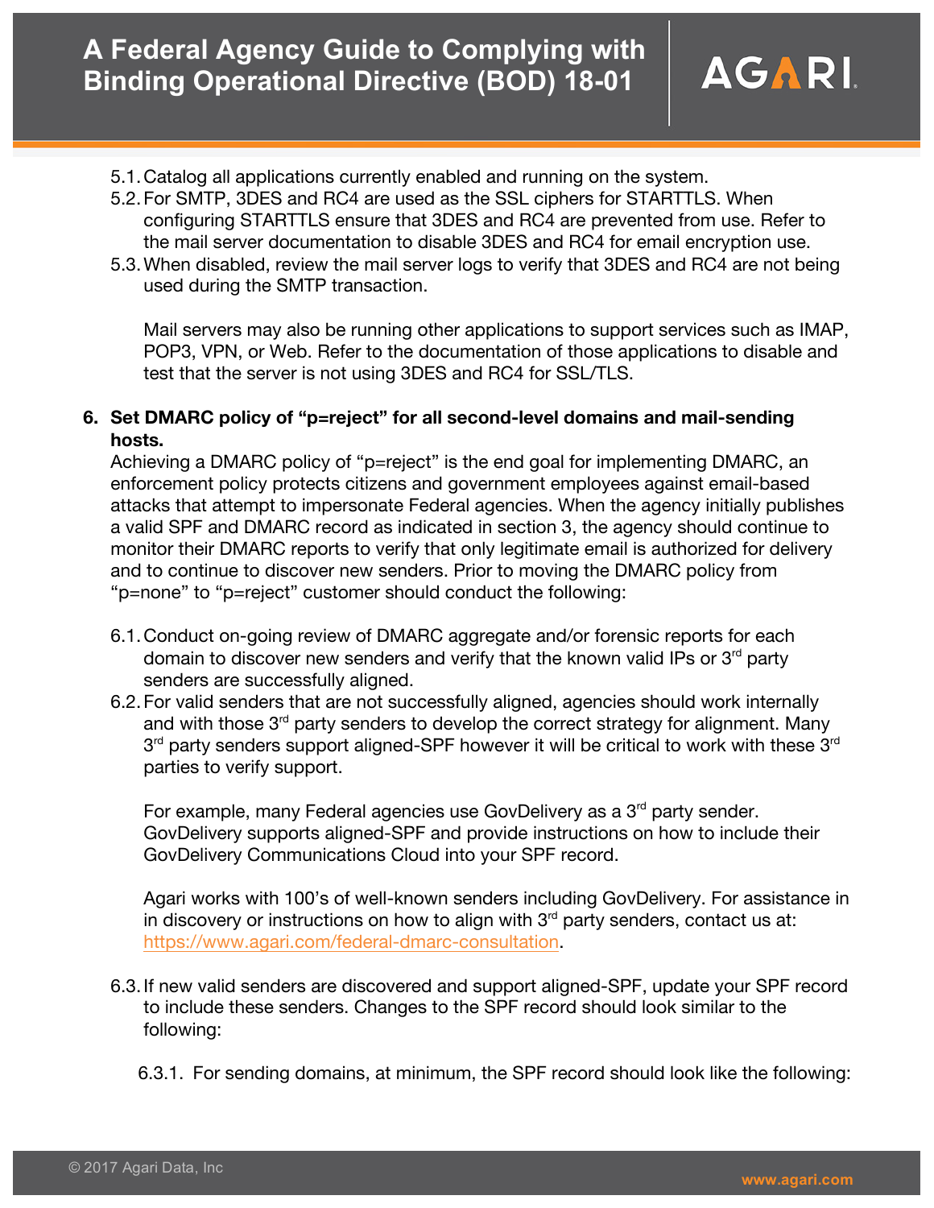5.1. Catalog all applications currently enabled and running on the system.
5.2. For SMTP, 3DES and RC4 are used as the SSL ciphers for STARTTLS. When configuring STARTTLS ensure that 3DES and RC4 are prevented from use. Refer to the mail server documentation to disable 3DES and RC4 for email encryption use.
5.3. When disabled, review the mail server logs to verify that 3DES and RC4 are not being used during the SMTP transaction.

   Mail servers may also be running other applications to support services such as IMAP, POP3, VPN, or Web. Refer to the documentation of those applications to disable and test that the server is not using 3DES and RC4 for SSL/TLS.

**6. Set DMARC policy of "p=reject" for all second-level domains and mail-sending hosts.**

Achieving a DMARC policy of "p=reject" is the end goal for implementing DMARC, an enforcement policy protects citizens and government employees against email-based attacks that attempt to impersonate Federal agencies. When the agency initially publishes a valid SPF and DMARC record as indicated in section 3, the agency should continue to monitor their DMARC reports to verify that only legitimate email is authorized for delivery and to continue to discover new senders. Prior to moving the DMARC policy from "p=none" to "p=reject" customer should conduct the following:

6.1. Conduct on-going review of DMARC aggregate and/or forensic reports for each domain to discover new senders and verify that the known valid IPs or 3rd party senders are successfully aligned.
6.2. For valid senders that are not successfully aligned, agencies should work internally and with those 3rd party senders to develop the correct strategy for alignment. Many 3rd party senders support aligned-SPF however it will be critical to work with these 3rd parties to verify support.

   For example, many Federal agencies use GovDelivery as a 3rd party sender. GovDelivery supports aligned-SPF and provide instructions on how to include their GovDelivery Communications Cloud into your SPF record.

   Agari works with 100's of well-known senders including GovDelivery. For assistance in in discovery or instructions on how to align with 3rd party senders, contact us at: https://www.agari.com/federal-dmarc-consultation.

6.3. If new valid senders are discovered and support aligned-SPF, update your SPF record to include these senders. Changes to the SPF record should look similar to the following:

   6.3.1. For sending domains, at minimum, the SPF record should look like the following: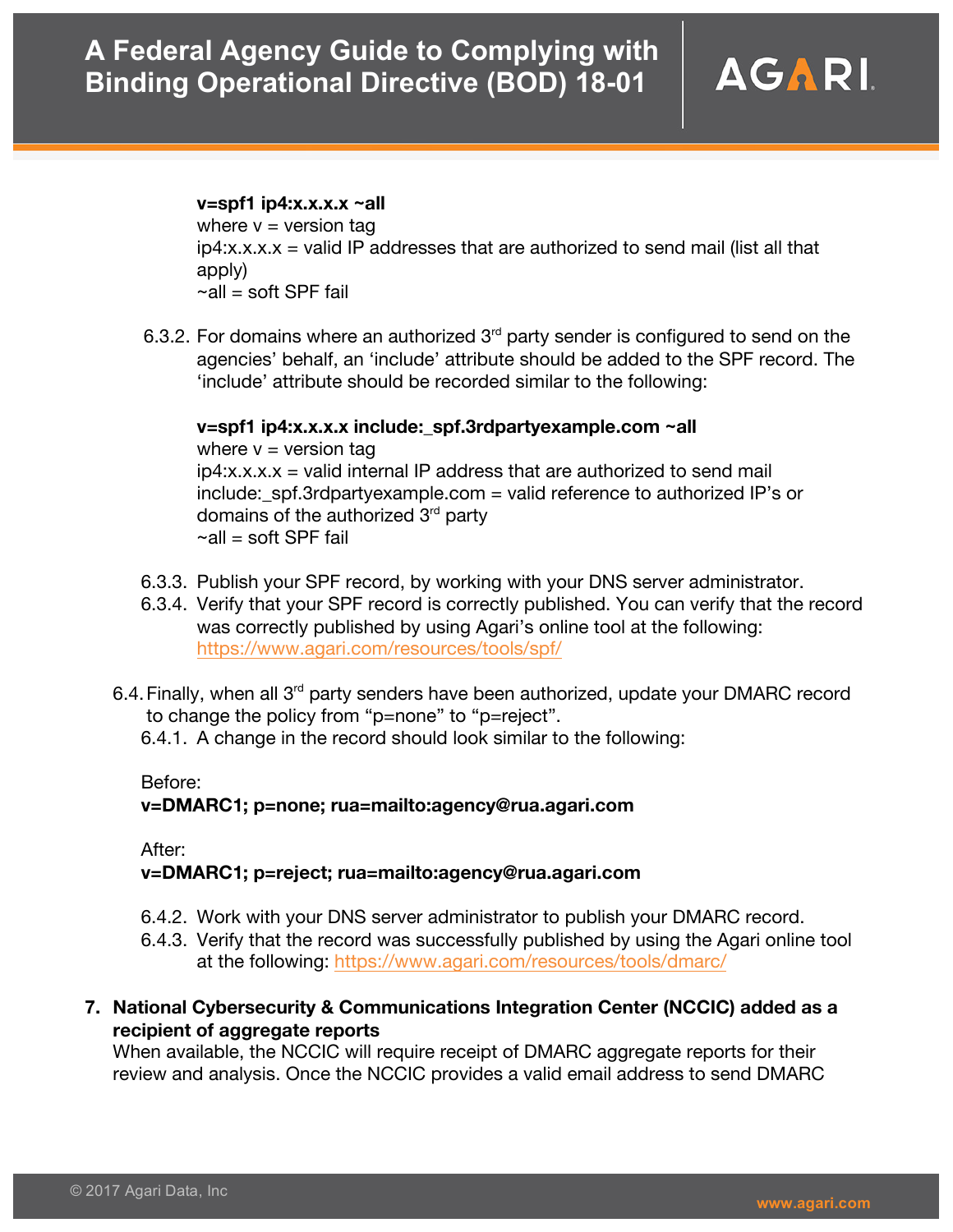**v=spf1 ip4:x.x.x.x ~all**
where v = version tag
ip4:x.x.x.x = valid IP addresses that are authorized to send mail (list all that apply)
~all = soft SPF fail

6.3.2. For domains where an authorized 3rd party sender is configured to send on the agencies' behalf, an 'include' attribute should be added to the SPF record. The 'include' attribute should be recorded similar to the following:

**v=spf1 ip4:x.x.x.x include:_spf.3rdpartyexample.com ~all**
where v = version tag
ip4:x.x.x.x = valid internal IP address that are authorized to send mail
include:_spf.3rdpartyexample.com = valid reference to authorized IP's or domains of the authorized 3rd party
~all = soft SPF fail

6.3.3. Publish your SPF record, by working with your DNS server administrator.
6.3.4. Verify that your SPF record is correctly published. You can verify that the record was correctly published by using Agari's online tool at the following: https://www.agari.com/resources/tools/spf/

6.4. Finally, when all 3rd party senders have been authorized, update your DMARC record to change the policy from "p=none" to "p=reject".
6.4.1. A change in the record should look similar to the following:

Before:
**v=DMARC1; p=none; rua=mailto:agency@rua.agari.com**

After:
**v=DMARC1; p=reject; rua=mailto:agency@rua.agari.com**

6.4.2. Work with your DNS server administrator to publish your DMARC record.
6.4.3. Verify that the record was successfully published by using the Agari online tool at the following: https://www.agari.com/resources/tools/dmarc/

## 7. National Cybersecurity & Communications Integration Center (NCCIC) added as a recipient of aggregate reports

When available, the NCCIC will require receipt of DMARC aggregate reports for their review and analysis. Once the NCCIC provides a valid email address to send DMARC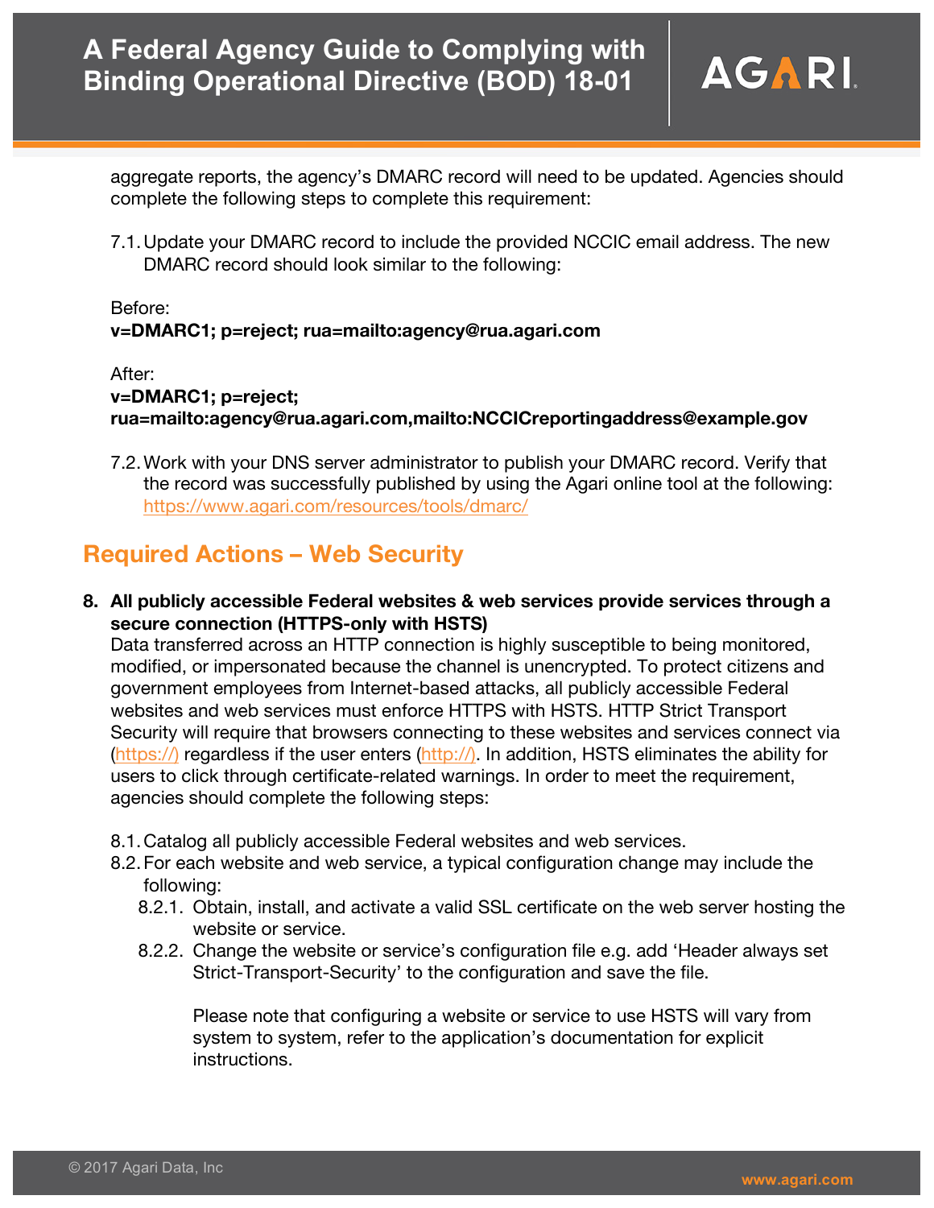aggregate reports, the agency's DMARC record will need to be updated. Agencies should complete the following steps to complete this requirement:

7.1. Update your DMARC record to include the provided NCCIC email address. The new DMARC record should look similar to the following:

Before:
**v=DMARC1; p=reject; rua=mailto:agency@rua.agari.com**

After:
**v=DMARC1; p=reject; rua=mailto:agency@rua.agari.com,mailto:NCCICreportingaddress@example.gov**

7.2. Work with your DNS server administrator to publish your DMARC record. Verify that the record was successfully published by using the Agari online tool at the following: https://www.agari.com/resources/tools/dmarc/

## Required Actions – Web Security

8. **All publicly accessible Federal websites & web services provide services through a secure connection (HTTPS-only with HSTS)**
Data transferred across an HTTP connection is highly susceptible to being monitored, modified, or impersonated because the channel is unencrypted. To protect citizens and government employees from Internet-based attacks, all publicly accessible Federal websites and web services must enforce HTTPS with HSTS. HTTP Strict Transport Security will require that browsers connecting to these websites and services connect via (https://) regardless if the user enters (http://). In addition, HSTS eliminates the ability for users to click through certificate-related warnings. In order to meet the requirement, agencies should complete the following steps:

8.1. Catalog all publicly accessible Federal websites and web services.
8.2. For each website and web service, a typical configuration change may include the following:
  8.2.1. Obtain, install, and activate a valid SSL certificate on the web server hosting the website or service.
  8.2.2. Change the website or service's configuration file e.g. add 'Header always set Strict-Transport-Security' to the configuration and save the file.

  Please note that configuring a website or service to use HSTS will vary from system to system, refer to the application's documentation for explicit instructions.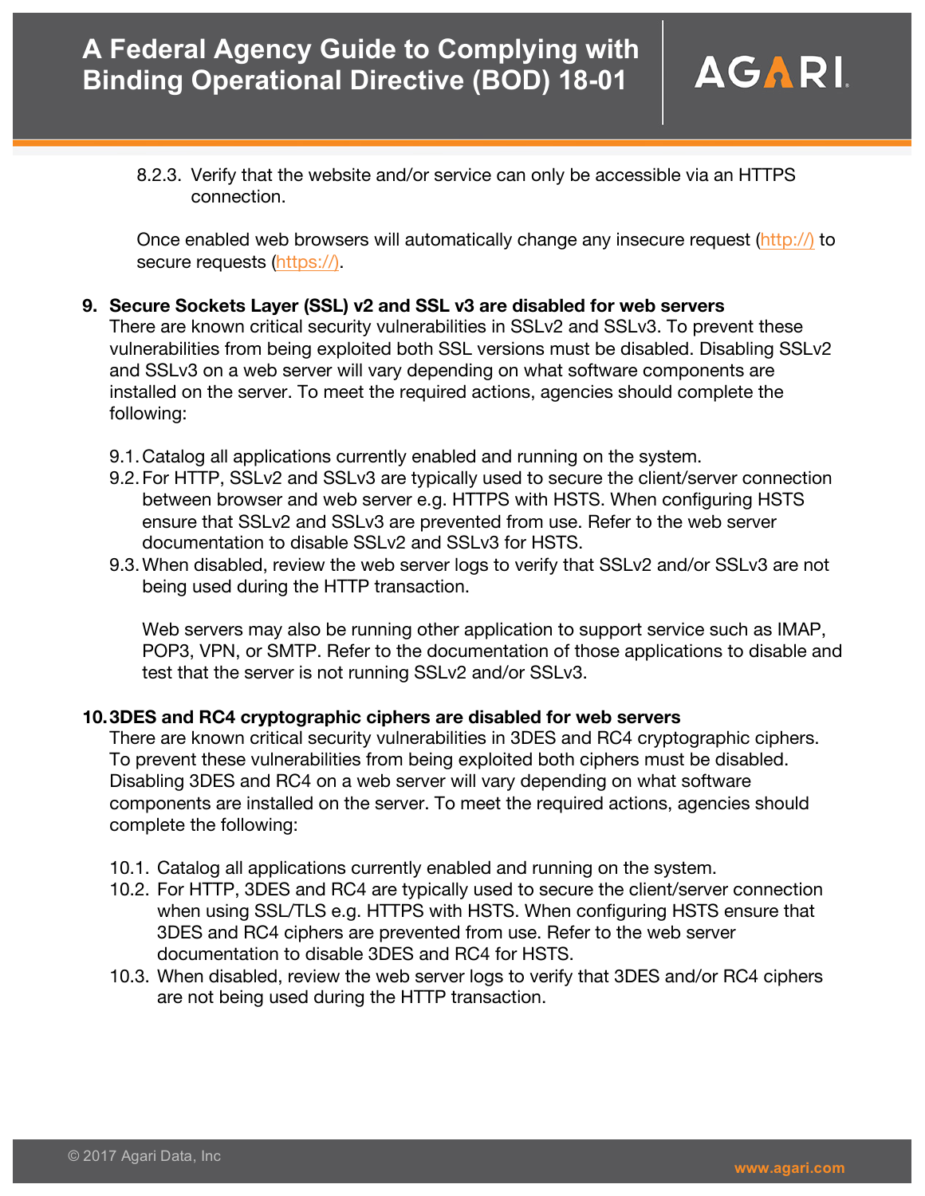8.2.3. Verify that the website and/or service can only be accessible via an HTTPS connection.

Once enabled web browsers will automatically change any insecure request (http://) to secure requests (https://).

9. **Secure Sockets Layer (SSL) v2 and SSL v3 are disabled for web servers**
   There are known critical security vulnerabilities in SSLv2 and SSLv3. To prevent these vulnerabilities from being exploited both SSL versions must be disabled. Disabling SSLv2 and SSLv3 on a web server will vary depending on what software components are installed on the server. To meet the required actions, agencies should complete the following:

   9.1. Catalog all applications currently enabled and running on the system.
   9.2. For HTTP, SSLv2 and SSLv3 are typically used to secure the client/server connection between browser and web server e.g. HTTPS with HSTS. When configuring HSTS ensure that SSLv2 and SSLv3 are prevented from use. Refer to the web server documentation to disable SSLv2 and SSLv3 for HSTS.
   9.3. When disabled, review the web server logs to verify that SSLv2 and/or SSLv3 are not being used during the HTTP transaction.

   Web servers may also be running other application to support service such as IMAP, POP3, VPN, or SMTP. Refer to the documentation of those applications to disable and test that the server is not running SSLv2 and/or SSLv3.

10. **3DES and RC4 cryptographic ciphers are disabled for web servers**
   There are known critical security vulnerabilities in 3DES and RC4 cryptographic ciphers. To prevent these vulnerabilities from being exploited both ciphers must be disabled. Disabling 3DES and RC4 on a web server will vary depending on what software components are installed on the server. To meet the required actions, agencies should complete the following:

   10.1. Catalog all applications currently enabled and running on the system.
   10.2. For HTTP, 3DES and RC4 are typically used to secure the client/server connection when using SSL/TLS e.g. HTTPS with HSTS. When configuring HSTS ensure that 3DES and RC4 ciphers are prevented from use. Refer to the web server documentation to disable 3DES and RC4 for HSTS.
   10.3. When disabled, review the web server logs to verify that 3DES and/or RC4 ciphers are not being used during the HTTP transaction.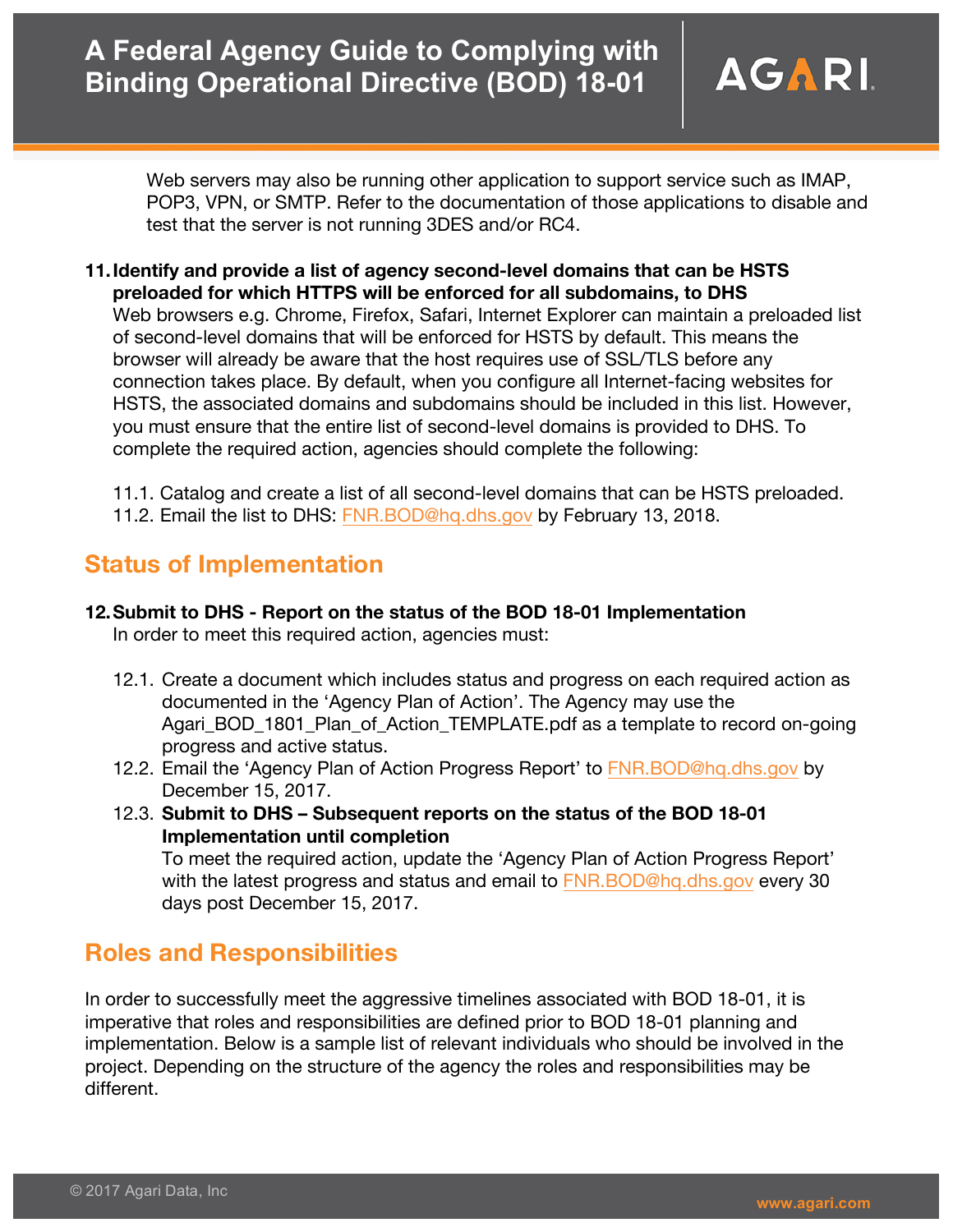Web servers may also be running other application to support service such as IMAP, POP3, VPN, or SMTP. Refer to the documentation of those applications to disable and test that the server is not running 3DES and/or RC4.

11. **Identify and provide a list of agency second-level domains that can be HSTS preloaded for which HTTPS will be enforced for all subdomains, to DHS**
    Web browsers e.g. Chrome, Firefox, Safari, Internet Explorer can maintain a preloaded list of second-level domains that will be enforced for HSTS by default. This means the browser will already be aware that the host requires use of SSL/TLS before any connection takes place. By default, when you configure all Internet-facing websites for HSTS, the associated domains and subdomains should be included in this list. However, you must ensure that the entire list of second-level domains is provided to DHS. To complete the required action, agencies should complete the following:

    11.1. Catalog and create a list of all second-level domains that can be HSTS preloaded.
    11.2. Email the list to DHS: FNR.BOD@hq.dhs.gov by February 13, 2018.

## Status of Implementation

12. **Submit to DHS - Report on the status of the BOD 18-01 Implementation**
    In order to meet this required action, agencies must:

    12.1. Create a document which includes status and progress on each required action as documented in the 'Agency Plan of Action'. The Agency may use the Agari_BOD_1801_Plan_of_Action_TEMPLATE.pdf as a template to record on-going progress and active status.
    12.2. Email the 'Agency Plan of Action Progress Report' to FNR.BOD@hq.dhs.gov by December 15, 2017.
    12.3. **Submit to DHS – Subsequent reports on the status of the BOD 18-01 Implementation until completion**
    To meet the required action, update the 'Agency Plan of Action Progress Report' with the latest progress and status and email to FNR.BOD@hq.dhs.gov every 30 days post December 15, 2017.

## Roles and Responsibilities

In order to successfully meet the aggressive timelines associated with BOD 18-01, it is imperative that roles and responsibilities are defined prior to BOD 18-01 planning and implementation. Below is a sample list of relevant individuals who should be involved in the project. Depending on the structure of the agency the roles and responsibilities may be different.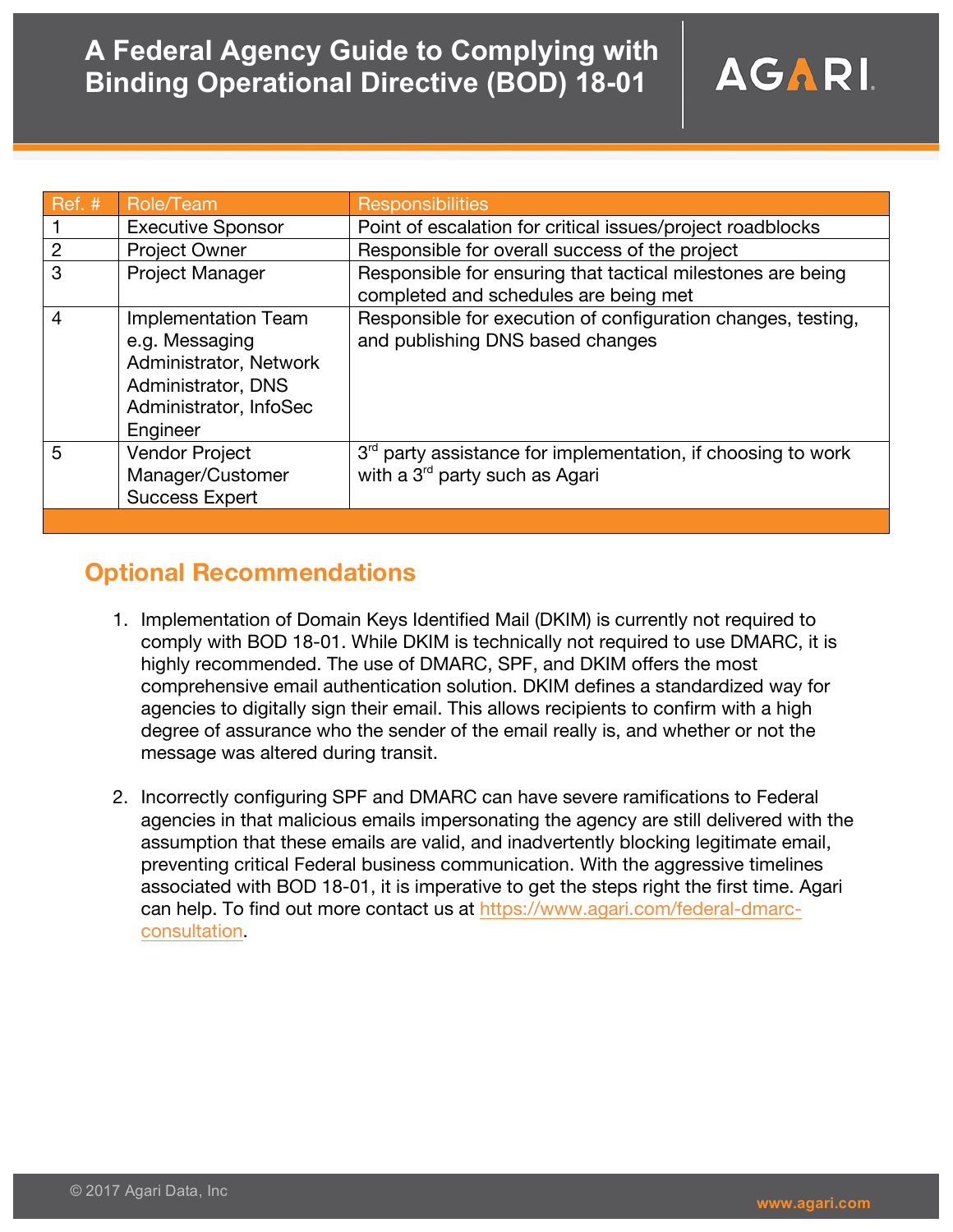| Ref. # | Role/Team | Responsibilities |
|---|---|---|
| 1 | Executive Sponsor | Point of escalation for critical issues/project roadblocks |
| 2 | Project Owner | Responsible for overall success of the project |
| 3 | Project Manager | Responsible for ensuring that tactical milestones are being completed and schedules are being met |
| 4 | Implementation Team e.g. Messaging Administrator, Network Administrator, DNS Administrator, InfoSec Engineer | Responsible for execution of configuration changes, testing, and publishing DNS based changes |
| 5 | Vendor Project Manager/Customer Success Expert | 3rd party assistance for implementation, if choosing to work with a 3rd party such as Agari |

## Optional Recommendations

1. Implementation of Domain Keys Identified Mail (DKIM) is currently not required to comply with BOD 18-01. While DKIM is technically not required to use DMARC, it is highly recommended. The use of DMARC, SPF, and DKIM offers the most comprehensive email authentication solution. DKIM defines a standardized way for agencies to digitally sign their email. This allows recipients to confirm with a high degree of assurance who the sender of the email really is, and whether or not the message was altered during transit.

2. Incorrectly configuring SPF and DMARC can have severe ramifications to Federal agencies in that malicious emails impersonating the agency are still delivered with the assumption that these emails are valid, and inadvertently blocking legitimate email, preventing critical Federal business communication. With the aggressive timelines associated with BOD 18-01, it is imperative to get the steps right the first time. Agari can help. To find out more contact us at https://www.agari.com/federal-dmarc-consultation.